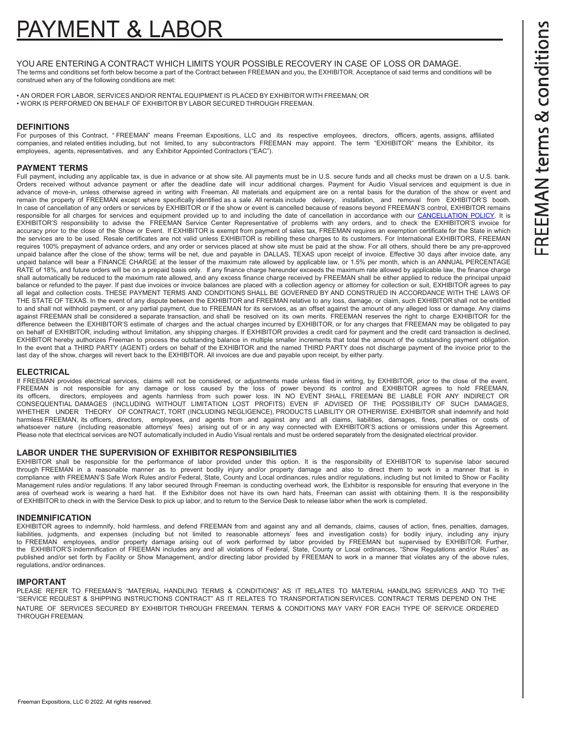# PAYMENT & LABOR

YOU ARE ENTERING A CONTRACT WHICH LIMITS YOUR POSSIBLE RECOVERY IN CASE OF LOSS OR DAMAGE.
The terms and conditions set forth below become a part of the Contract between FREEMAN and you, the EXHIBITOR. Acceptance of said terms and conditions will be construed when any of the following conditions are met:

- AN ORDER FOR LABOR, SERVICES AND/OR RENTAL EQUIPMENT IS PLACED BY EXHIBITOR WITH FREEMAN; OR
- WORK IS PERFORMED ON BEHALF OF EXHIBITOR BY LABOR SECURED THROUGH FREEMAN.

## DEFINITIONS

For purposes of this Contract, " FREEMAN" means Freeman Expositions, LLC and its respective employees, directors, officers, agents, assigns, affiliated companies, and related entities including, but not limited, to any subcontractors FREEMAN may appoint. The term "EXHIBITOR" means the Exhibitor, its employees, agents, representatives, and any Exhibitor Appointed Contractors ("EAC").

## PAYMENT TERMS

Full payment, including any applicable tax, is due in advance or at show site. All payments must be in U.S. secure funds and all checks must be drawn on a U.S. bank. Orders received without advance payment or after the deadline date will incur additional charges. Payment for Audio Visual services and equipment is due in advance of move-in, unless otherwise agreed in writing with Freeman. All materials and equipment are on a rental basis for the duration of the show or event and remain the property of FREEMAN except where specifically identified as a sale. All rentals include delivery, installation, and removal from EXHIBITOR'S booth. In case of cancellation of any orders or services by EXHIBITOR or if the show or event is cancelled because of reasons beyond FREEMAN'S control, EXHIBITOR remains responsible for all charges for services and equipment provided up to and including the date of cancellation in accordance with our CANCELLATION POLICY. It is EXHIBITOR'S responsibility to advise the FREEMAN Service Center Representative of problems with any orders, and to check the EXHIBITOR'S invoice for accuracy prior to the close of the Show or Event. If EXHIBITOR is exempt from payment of sales tax, FREEMAN requires an exemption certificate for the State in which the services are to be used. Resale certificates are not valid unless EXHIBITOR is rebilling these charges to its customers. For International EXHIBITORS, FREEMAN requires 100% prepayment of advance orders, and any order or service placed at show site must be paid at the show. For all others, should there be any pre-approved unpaid balance after the close of the show; terms will be net, due and payable in DALLAS, TEXAS upon receipt of invoice. Effective 30 days after invoice date, any unpaid balance will bear a FINANCE CHARGE at the lesser of the maximum rate allowed by applicable law, or 1.5% per month, which is an ANNUAL PERCENTAGE RATE of 18%, and future orders will be on a prepaid basis only. If any finance charge hereunder exceeds the maximum rate allowed by applicable law, the finance charge shall automatically be reduced to the maximum rate allowed, and any excess finance charge received by FREEMAN shall be either applied to reduce the principal unpaid balance or refunded to the payer. If past due invoices or invoice balances are placed with a collection agency or attorney for collection or suit, EXHIBITOR agrees to pay all legal and collection costs. THESE PAYMENT TERMS AND CONDITIONS SHALL BE GOVERNED BY AND CONSTRUED IN ACCORDANCE WITH THE LAWS OF THE STATE OF TEXAS. In the event of any dispute between the EXHIBITOR and FREEMAN relative to any loss, damage, or claim, such EXHIBITOR shall not be entitled to and shall not withhold payment, or any partial payment, due to FREEMAN for its services, as an offset against the amount of any alleged loss or damage. Any claims against FREEMAN shall be considered a separate transaction, and shall be resolved on its own merits. FREEMAN reserves the right to charge EXHIBITOR for the difference between the EXHIBITOR'S estimate of charges and the actual charges incurred by EXHIBITOR, or for any charges that FREEMAN may be obligated to pay on behalf of EXHIBITOR, including without limitation, any shipping charges. If EXHIBITOR provides a credit card for payment and the credit card transaction is declined, EXHIBITOR hereby authorizes Freeman to process the outstanding balance in multiple smaller increments that total the amount of the outstanding payment obligation. In the event that a THIRD PARTY (AGENT) orders on behalf of the EXHIBITOR and the named THIRD PARTY does not discharge payment of the invoice prior to the last day of the show, charges will revert back to the EXHIBITOR. All invoices are due and payable upon receipt, by either party.

## ELECTRICAL

If FREEMAN provides electrical services, claims will not be considered, or adjustments made unless filed in writing, by EXHIBITOR, prior to the close of the event. FREEMAN is not responsible for any damage or loss caused by the loss of power beyond its control and EXHIBITOR agrees to hold FREEMAN, its officers, directors, employees and agents harmless from such power loss. IN NO EVENT SHALL FREEMAN BE LIABLE FOR ANY INDIRECT OR CONSEQUENTIAL DAMAGES (INCLUDING WITHOUT LIMITATION LOST PROFITS) EVEN IF ADVISED OF THE POSSIBILITY OF SUCH DAMAGES, WHETHER UNDER THEORY OF CONTRACT, TORT (INCLUDING NEGLIGENCE), PRODUCTS LIABILITY OR OTHERWISE. EXHIBITOR shall indemnify and hold harmless FREEMAN, its officers, directors, employees, and agents from and against any and all claims, liabilities, damages, fines, penalties or costs of whatsoever nature (including reasonable attorneys' fees) arising out of or in any way connected with EXHIBITOR'S actions or omissions under this Agreement. Please note that electrical services are NOT automatically included in Audio Visual rentals and must be ordered separately from the designated electrical provider.

## LABOR UNDER THE SUPERVISION OF EXHIBITOR RESPONSIBILITIES

EXHIBITOR shall be responsible for the performance of labor provided under this option. It is the responsibility of EXHIBITOR to supervise labor secured through FREEMAN in a reasonable manner as to prevent bodily injury and/or property damage and also to direct them to work in a manner that is in compliance with FREEMAN'S Safe Work Rules and/or Federal, State, County and Local ordinances, rules and/or regulations, including but not limited to Show or Facility Management rules and/or regulations. If any labor secured through Freeman is conducting overhead work, the Exhibitor is responsible for ensuring that everyone in the area of overhead work is wearing a hard hat. If the Exhibitor does not have its own hard hats, Freeman can assist with obtaining them. It is the responsibility of EXHIBITOR to check in with the Service Desk to pick up labor, and to return to the Service Desk to release labor when the work is completed.

## INDEMNIFICATION

EXHIBITOR agrees to indemnify, hold harmless, and defend FREEMAN from and against any and all demands, claims, causes of action, fines, penalties, damages, liabilities, judgments, and expenses (including but not limited to reasonable attorneys' fees and investigation costs) for bodily injury, including any injury to FREEMAN employees, and/or property damage arising out of work performed by labor provided by FREEMAN but supervised by EXHIBITOR. Further, the EXHIBITOR'S indemnification of FREEMAN includes any and all violations of Federal, State, County or Local ordinances, "Show Regulations and/or Rules" as published and/or set forth by Facility or Show Management, and/or directing labor provided by FREEMAN to work in a manner that violates any of the above rules, regulations, and/or ordinances.

## IMPORTANT

PLEASE REFER TO FREEMAN'S "MATERIAL HANDLING TERMS & CONDITIONS" AS IT RELATES TO MATERIAL HANDLING SERVICES AND TO THE "SERVICE REQUEST & SHIPPING INSTRUCTIONS CONTRACT" AS IT RELATES TO TRANSPORTATION SERVICES. CONTRACT TERMS DEPEND ON THE NATURE OF SERVICES SECURED BY EXHIBITOR THROUGH FREEMAN. TERMS & CONDITIONS MAY VARY FOR EACH TYPE OF SERVICE ORDERED THROUGH FREEMAN.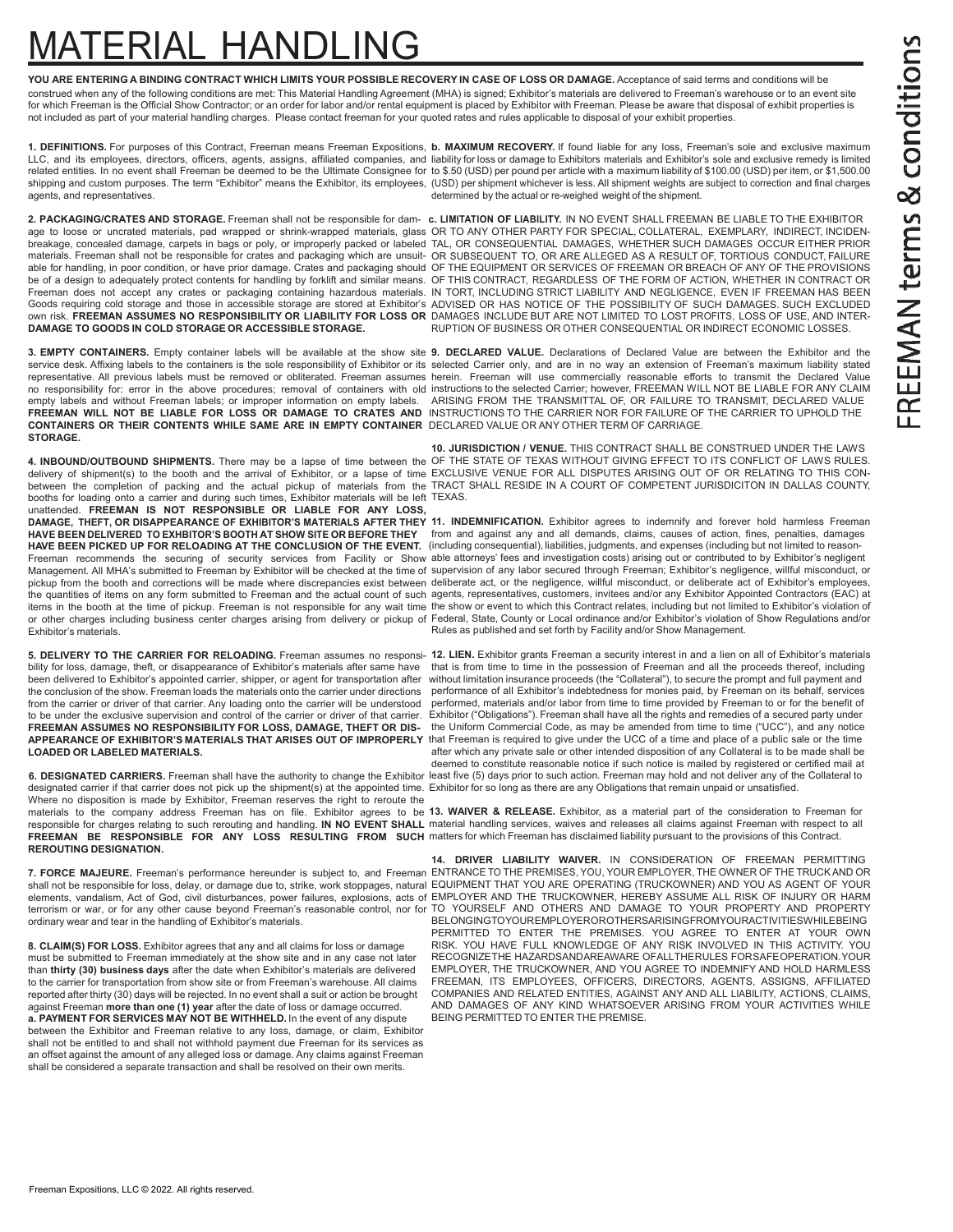# MATERIAL HANDLING

**YOU ARE ENTERING A BINDING CONTRACT WHICH LIMITS YOUR POSSIBLE RECOVERY IN CASE OF LOSS OR DAMAGE.** Acceptance of said terms and conditions will be construed when any of the following conditions are met: This Material Handling Agreement (MHA) is signed; Exhibitor's materials are delivered to Freeman's warehouse or to an event site for which Freeman is the Official Show Contractor; or an order for labor and/or rental equipment is placed by Exhibitor with Freeman. Please be aware that disposal of exhibit properties is not included as part of your material handling charges. Please contact freeman for your quoted rates and rules applicable to disposal of your exhibit properties.

**1. DEFINITIONS.** For purposes of this Contract, Freeman means Freeman Expositions, LLC, and its employees, directors, officers, agents, assigns, affiliated companies, and related entities. In no event shall Freeman be deemed to be the Ultimate Consignee for shipping and custom purposes. The term "Exhibitor" means the Exhibitor, its employees, agents, and representatives.

**2. PACKAGING/CRATES AND STORAGE.** Freeman shall not be responsible for damage to loose or uncrated materials, pad wrapped or shrink-wrapped materials, glass breakage, concealed damage, carpets in bags or poly, or improperly packed or labeled materials. Freeman shall not be responsible for crates and packaging which are unsuitable for handling, in poor condition, or have prior damage. Crates and packaging should be of a design to adequately protect contents for handling by forklift and similar means. Freeman does not accept any crates or packaging containing hazardous materials. Goods requiring cold storage and those in accessible storage are stored at Exhibitor's own risk. **FREEMAN ASSUMES NO RESPONSIBILITY OR LIABILITY FOR LOSS OR DAMAGE TO GOODS IN COLD STORAGE OR ACCESSIBLE STORAGE.**

**3. EMPTY CONTAINERS.** Empty container labels will be available at the show site service desk. Affixing labels to the containers is the sole responsibility of Exhibitor or its representative. All previous labels must be removed or obliterated. Freeman assumes no responsibility for: error in the above procedures; removal of containers with old empty labels and without Freeman labels; or improper information on empty labels. **FREEMAN WILL NOT BE LIABLE FOR LOSS OR DAMAGE TO CRATES AND CONTAINERS OR THEIR CONTENTS WHILE SAME ARE IN EMPTY CONTAINER STORAGE.**

**4. INBOUND/OUTBOUND SHIPMENTS.** There may be a lapse of time between the delivery of shipment(s) to the booth and the arrival of Exhibitor, or a lapse of time between the completion of packing and the actual pickup of materials from the booths for loading onto a carrier and during such times, Exhibitor materials will be left unattended. **FREEMAN IS NOT RESPONSIBLE OR LIABLE FOR ANY LOSS, DAMAGE, THEFT, OR DISAPPEARANCE OF EXHIBITOR'S MATERIALS AFTER THEY HAVE BEEN DELIVERED TO EXHIBITOR'S BOOTH AT SHOW SITE OR BEFORE THEY HAVE BEEN PICKED UP FOR RELOADING AT THE CONCLUSION OF THE EVENT.** Freeman recommends the securing of security services from Facility or Show Management. All MHA's submitted to Freeman by Exhibitor will be checked at the time of pickup from the booth and corrections will be made where discrepancies exist between the quantities of items on any form submitted to Freeman and the actual count of such items in the booth at the time of pickup. Freeman is not responsible for any wait time or other charges including business center charges arising from delivery or pickup of Exhibitor's materials.

**5. DELIVERY TO THE CARRIER FOR RELOADING.** Freeman assumes no responsibility for loss, damage, theft, or disappearance of Exhibitor's materials after same have been delivered to Exhibitor's appointed carrier, shipper, or agent for transportation after the conclusion of the show. Freeman loads the materials onto the carrier under directions from the carrier or driver of that carrier. Any loading onto the carrier will be understood to be under the exclusive supervision and control of the carrier or driver of that carrier. **FREEMAN ASSUMES NO RESPONSIBILITY FOR LOSS, DAMAGE, THEFT OR DISAPPEARANCE OF EXHIBITOR'S MATERIALS THAT ARISES OUT OF IMPROPERLY LOADED OR LABELED MATERIALS.**

**6. DESIGNATED CARRIERS.** Freeman shall have the authority to change the Exhibitor designated carrier if that carrier does not pick up the shipment(s) at the appointed time. Where no disposition is made by Exhibitor, Freeman reserves the right to reroute the materials to the company address Freeman has on file. Exhibitor agrees to be responsible for charges relating to such rerouting and handling. **IN NO EVENT SHALL FREEMAN BE RESPONSIBLE FOR ANY LOSS RESULTING FROM SUCH REROUTING DESIGNATION.**

**7. FORCE MAJEURE.** Freeman's performance hereunder is subject to, and Freeman shall not be responsible for loss, delay, or damage due to, strike, work stoppages, natural elements, vandalism, Act of God, civil disturbances, power failures, explosions, acts of terrorism or war, or for any other cause beyond Freeman's reasonable control, nor for ordinary wear and tear in the handling of Exhibitor's materials.

**8. CLAIM(S) FOR LOSS.** Exhibitor agrees that any and all claims for loss or damage must be submitted to Freeman immediately at the show site and in any case not later than **thirty (30) business days** after the date when Exhibitor's materials are delivered to the carrier for transportation from show site or from Freeman's warehouse. All claims reported after thirty (30) days will be rejected. In no event shall a suit or action be brought against Freeman **more than one (1) year** after the date of loss or damage occurred.

**a. PAYMENT FOR SERVICES MAY NOT BE WITHHELD.** In the event of any dispute between the Exhibitor and Freeman relative to any loss, damage, or claim, Exhibitor shall not be entitled to and shall not withhold payment due Freeman for its services as an offset against the amount of any alleged loss or damage. Any claims against Freeman shall be considered a separate transaction and shall be resolved on their own merits.

**b. MAXIMUM RECOVERY.** If found liable for any loss, Freeman's sole and exclusive maximum liability for loss or damage to Exhibitors materials and Exhibitor's sole and exclusive remedy is limited to $.50 (USD) per pound per article with a maximum liability of $100.00 (USD) per item, or $1,500.00 (USD) per shipment whichever is less. All shipment weights are subject to correction and final charges determined by the actual or re-weighed weight of the shipment.

**c. LIMITATION OF LIABILITY.** IN NO EVENT SHALL FREEMAN BE LIABLE TO THE EXHIBITOR OR TO ANY OTHER PARTY FOR SPECIAL, COLLATERAL, EXEMPLARY, INDIRECT, INCIDENTAL, OR CONSEQUENTIAL DAMAGES, WHETHER SUCH DAMAGES OCCUR EITHER PRIOR OR SUBSEQUENT TO, OR ARE ALLEGED AS A RESULT OF, TORTIOUS CONDUCT, FAILURE OF THE EQUIPMENT OR SERVICES OF FREEMAN OR BREACH OF ANY OF THE PROVISIONS OF THIS CONTRACT, REGARDLESS OF THE FORM OF ACTION, WHETHER IN CONTRACT OR IN TORT, INCLUDING STRICT LIABILITY AND NEGLIGENCE, EVEN IF FREEMAN HAS BEEN ADVISED OR HAS NOTICE OF THE POSSIBILITY OF SUCH DAMAGES. SUCH EXCLUDED DAMAGES INCLUDE BUT ARE NOT LIMITED TO LOST PROFITS, LOSS OF USE, AND INTERRUPTION OF BUSINESS OR OTHER CONSEQUENTIAL OR INDIRECT ECONOMIC LOSSES.

**9. DECLARED VALUE.** Declarations of Declared Value are between the Exhibitor and the selected Carrier only, and are in no way an extension of Freeman's maximum liability stated herein. Freeman will use commercially reasonable efforts to transmit the Declared Value instructions to the selected Carrier; however, FREEMAN WILL NOT BE LIABLE FOR ANY CLAIM ARISING FROM THE TRANSMITTAL OF, OR FAILURE TO TRANSMIT, DECLARED VALUE INSTRUCTIONS TO THE CARRIER NOR FOR FAILURE OF THE CARRIER TO UPHOLD THE DECLARED VALUE OR ANY OTHER TERM OF CARRIAGE.

**10. JURISDICTION / VENUE.** THIS CONTRACT SHALL BE CONSTRUED UNDER THE LAWS OF THE STATE OF TEXAS WITHOUT GIVING EFFECT TO ITS CONFLICT OF LAWS RULES. EXCLUSIVE VENUE FOR ALL DISPUTES ARISING OUT OF OR RELATING TO THIS CONTRACT SHALL RESIDE IN A COURT OF COMPETENT JURISDICITON IN DALLAS COUNTY, TEXAS.

**11. INDEMNIFICATION.** Exhibitor agrees to indemnify and forever hold harmless Freeman from and against any and all demands, claims, causes of action, fines, penalties, damages (including consequential), liabilities, judgments, and expenses (including but not limited to reasonable attorneys' fees and investigation costs) arising out or contributed to by Exhibitor's negligent supervision of any labor secured through Freeman; Exhibitor's negligence, willful misconduct, or deliberate act, or the negligence, willful misconduct, or deliberate act of Exhibitor's employees, agents, representatives, customers, invitees and/or any Exhibitor Appointed Contractors (EAC) at the show or event to which this Contract relates, including but not limited to Exhibitor's violation of Federal, State, County or Local ordinance and/or Exhibitor's violation of Show Regulations and/or Rules as published and set forth by Facility and/or Show Management.

**12. LIEN.** Exhibitor grants Freeman a security interest in and a lien on all of Exhibitor's materials that is from time to time in the possession of Freeman and all the proceeds thereof, including without limitation insurance proceeds (the "Collateral"), to secure the prompt and full payment and performance of all Exhibitor's indebtedness for monies paid, by Freeman on its behalf, services performed, materials and/or labor from time to time provided by Freeman to or for the benefit of Exhibitor ("Obligations"). Freeman shall have all the rights and remedies of a secured party under the Uniform Commercial Code, as may be amended from time to time ("UCC"), and any notice that Freeman is required to give under the UCC of a time and place of a public sale or the time after which any private sale or other intended disposition of any Collateral is to be made shall be deemed to constitute reasonable notice if such notice is mailed by registered or certified mail at least five (5) days prior to such action. Freeman may hold and not deliver any of the Collateral to Exhibitor for so long as there are any Obligations that remain unpaid or unsatisfied.

**13. WAIVER & RELEASE.** Exhibitor, as a material part of the consideration to Freeman for material handling services, waives and releases all claims against Freeman with respect to all matters for which Freeman has disclaimed liability pursuant to the provisions of this Contract.

**14. DRIVER LIABILITY WAIVER.** IN CONSIDERATION OF FREEMAN PERMITTING ENTRANCE TO THE PREMISES, YOU, YOUR EMPLOYER, THE OWNER OF THE TRUCK AND OR EQUIPMENT THAT YOU ARE OPERATING (TRUCKOWNER) AND YOU AS AGENT OF YOUR EMPLOYER AND THE TRUCKOWNER, HEREBY ASSUME ALL RISK OF INJURY OR HARM TO YOURSELF AND OTHERS AND DAMAGE TO YOUR PROPERTY AND PROPERTY BELONGING TO YOUR EMPLOYER OR OTHERS ARISING FROM YOUR ACTIVITIES WHILE BEING PERMITTED TO ENTER THE PREMISES. YOU AGREE TO ENTER AT YOUR OWN RISK. YOU HAVE FULL KNOWLEDGE OF ANY RISK INVOLVED IN THIS ACTIVITY. YOU RECOGNIZE THE HAZARDS AND ARE AWARE OF ALL THE RULES FOR SAFE OPERATION. YOUR EMPLOYER, THE TRUCKOWNER, AND YOU AGREE TO INDEMNIFY AND HOLD HARMLESS FREEMAN, ITS EMPLOYEES, OFFICERS, DIRECTORS, AGENTS, ASSIGNS, AFFILIATED COMPANIES AND RELATED ENTITIES, AGAINST ANY AND ALL LIABILITY, ACTIONS, CLAIMS, AND DAMAGES OF ANY KIND WHATSOEVER ARISING FROM YOUR ACTIVITIES WHILE BEING PERMITTED TO ENTER THE PREMISE.

Freeman Expositions, LLC © 2022. All rights reserved.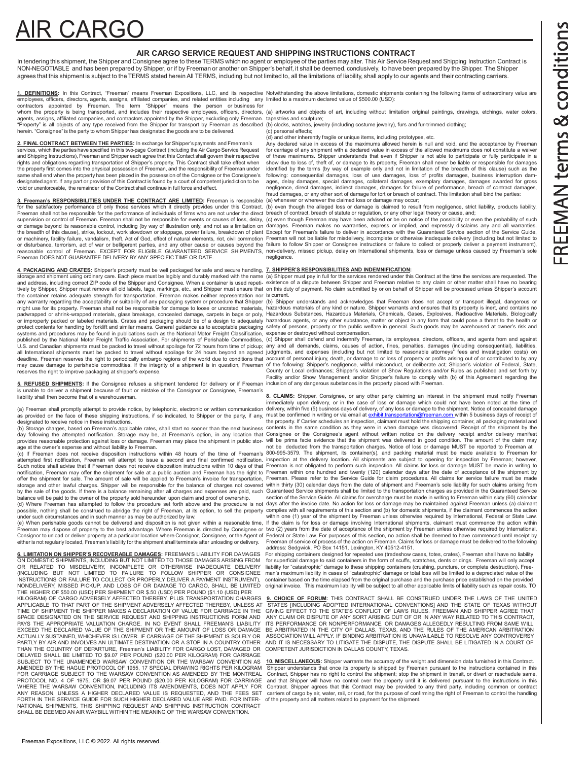# AIR CARGO

## AIR CARGO SERVICE REQUEST AND SHIPPING INSTRUCTIONS CONTRACT

In tendering this shipment, the Shipper and Consignee agree to these TERMS which no agent or employee of the parties may alter. This Air Service Request and Shipping Instruction Contract is NON-NEGOTIABLE and has been prepared by Shipper, or if by Freeman or another on Shipper's behalf, it shall be deemed, conclusively, to have been prepared by the Shipper. The Shipper agrees that this shipment is subject to the TERMS stated herein All TERMS, including but not limited to, the limitations of liability, shall apply to our agents and their contracting carriers.

**1. DEFINITIONS:** In this Contract, "Freeman" means Freeman Expositions, LLC, and its respective employees, officers, directors, agents, assigns, affiliated companies, and related entities including any contractors appointed by Freeman. The term "Shipper" means the person or business for whom the property is being transported, and includes their respective employees, officers, directors, agents, assigns, affiliated companies, and contractors appointed by the Shipper, excluding only Freeman. "Property" is all objects of any type received from the Shipper for transport by Freeman as described herein. "Consignee" is the party to whom Shipper has designated the goods are to be delivered.

**2. FINAL CONTRACT BETWEEN THE PARTIES:** In exchange for Shipper's payments and Freeman's services, which the parties have specified in this two-page Contract (including the Air Cargo Service Request and Shipping Instructions), Freeman and Shipper each agree that this Contact shall govern their respective rights and obligations regarding transportation of Shipper's property. This Contract shall take effect when the property first comes into the physical possession of Freeman, and the responsibility of Freeman under same shall end when the property has been placed in the possession of the Consignee or the Consignee's designated agent. If any part or provision of this Contract is found by a court of competent jurisdiction to be void or unenforceable, the remainder of the Contract shall continue in full force and effect.

**3. Freeman's RESPONSIBILITIES UNDER THE CONTRACT ARE LIMITED:** Freeman is responsible for the satisfactory performance of only those services which it directly provides under this Contract. Freeman shall not be responsible for the performance of individuals of firms who are not under the direct supervision or control of Freeman. Freeman shall not be responsible for events or causes of loss, delay, or damage beyond its reasonable control, including (by way of illustration only, and not as a limitation on the breadth of this clause), strike, lockout, work slowdown or stoppage, power failure, breakdown of plant or machinery, facility failure, vandalism, theft, Act of God, effect of natural elements, riot, civil commotion or disturbance, terrorism, act of war or belligerent parties, and any other cause or causes beyond the reasonable control of Freeman. EXCEPT FOR ELIGIBLE GUARANTEED SERVICE SHIPMENTS, Freeman DOES NOT GUARANTEE DELIVERY BY ANY SPECIFIC TIME OR DATE.

**4. PACKAGING AND CRATES:** Shipper's property must be well packaged for safe and secure handling, storage and shipment using ordinary care. Each piece must be legibly and durably marked with the name and address, including correct ZIP code of the Shipper and Consignee. When a container is used repetitively by Shipper, Shipper must remove all old labels, tags, markings, etc., and Shipper must ensure that the container retains adequate strength for transportation. Freeman makes neither representation nor any warranty regarding the acceptability or suitability of any packaging system or procedure that Shipper might use for its property. Freeman shall not be responsible for damage to loose or uncrated materials, padwrapped or shrink-wrapped materials, glass breakage, concealed damage, carpets in bags or poly, or improperly packed or labeled materials. Crates and packaging should be of a design to adequately protect contents for handling by forklift and similar means. General guidance as to acceptable packaging systems and procedures may be found in publications such as the National Motor Freight Classification, published by the National Motor Freight Traffic Association. For shipments of Perishable Commodities, U.S. and Canadian shipments must be packed to travel without spoilage for 72 hours from time of pickup; all International shipments must be packed to travel without spoilage for 24 hours beyond an agreed deadline. Freeman reserves the right to periodically embargo regions of the world due to conditions that may cause damage to perishable commodities. If the integrity of a shipment is in question, Freeman reserves the right to improve packaging at shipper's expense.

**5. REFUSED SHIPMENTS:** If the Consignee refuses a shipment tendered for delivery or if Freeman is unable to deliver a shipment because of fault or mistake of the Consignor or Consignee, Freeman's liability shall then become that of a warehouseman.

(a) Freeman shall promptly attempt to provide notice, by telephonic, electronic or written communication as provided on the face of these shipping instructions, if so indicated, to Shipper or the party, if any, designated to receive notice in these instructions.

(b) Storage charges, based on Freeman's applicable rates, shall start no sooner than the next business day following the attempted notification. Storage may be, at Freeman's option, in any location that provides reasonable protection against loss or damage. Freeman may place the shipment in public storage at the owner's expense and without liability to Freeman.

(c) If Freeman does not receive disposition instructions within 48 hours of the time of Freeman's attempted first notification, Freeman will attempt to issue a second and final confirmed notification. Such notice shall advise that if Freeman does not receive disposition instructions within 10 days of that notification, Freeman may offer the shipment for sale at a public auction and Freeman has the right to offer the shipment for sale. The amount of sale will be applied to Freeman's invoice for transportation, storage and other lawful charges. Shipper will be responsible for the balance of charges not covered by the sale of the goods. If there is a balance remaining after all charges and expenses are paid, such balance will be paid to the owner of the property sold hereunder, upon claim and proof of ownership.

(d) Where Freeman has attempted to follow the procedure set forth above and the procedure is not possible, nothing shall be construed to abridge the right of Freeman, at its option, to sell the property under such circumstances and in such manner as may be authorized by law.

(e) When perishable goods cannot be delivered and disposition is not given within a reasonable time, Freeman may dispose of property to the best advantage. Where Freeman is directed by Consignee or Consignor to unload or deliver property at a particular location where Consignor, Consignee, or the Agent of either is not regularly located, Freeman's liability for the shipment shall terminate after unloading or delivery.

**6. LIMITATION ON SHIPPER'S RECOVERABLE DAMAGES:** FREEMAN'S LIABILITY FOR DAMAGES ON DOMESTIC SHIPMENTS, INCLUDING BUT NOT LIMITED TO THOSE DAMAGES ARISING FROM OR RELATED TO MISDELIVERY, INCOMPLETE OR OTHERWISE INADEQUATE DELIVERY (INCLUDING BUT NOT LIMITED TO FAILURE TO FOLLOW SHIPPER OR CONSIGNEE INSTRUCTIONS OR FAILURE TO COLLECT OR PROPERLY DELIVER A PAYMENT INSTRUMENT), NONDELIVERY, MISSED PICKUP, AND LOSS OF OR DAMAGE TO CARGO, SHALL BE LIMITED THE HIGHER OF $50.00 (USD) PER SHIPMENT OR $.50 (USD) PER POUND ($1.10 (USD) PER KILOGRAM) OF CARGO ADVERSELY AFFECTED THEREBY, PLUS TRANSPORTATION CHARGES APPLICABLE TO THAT PART OF THE SHIPMENT ADVERSELY AFFECTED THEREBY, UNLESS AT TIME OF SHIPMENT THE SHIPPER MAKES A DECLARATION OF VALUE FOR CARRIAGE IN THE SPACE DESIGNATED ON THE SERVICE REQUEST AND SHIPPING INSTRUCTIONS FORM AND PAYS THE APPROPRIATE VALUATION CHARGE. IN NO EVENT SHALL FREEMAN'S LIABILITY EXCEED THE DECLARED VALUE OF THE SHIPMENT OR THE AMOUNT OF LOSS OR DAMAGE ACTUALLY SUSTAINED, WHICHEVER IS LOWER. IF CARRIAGE OF THE SHIPMENT IS SOLELY OR PARTLY BY AIR AND INVOLVES AN ULTIMATE DESTINATION OR A STOP IN A COUNTRY OTHER THAN THE COUNTRY OF DEPARTURE, Freeman's LIABILITY FOR CARGO LOST, DAMAGED OR DELAYED SHALL BE LIMITED TO $9.07 PER POUND ($20.00 PER KILOGRAM) FOR CARRIAGE SUBJECT TO THE UNAMENDED WARSAW CONVENTION OR THE WARSAW CONVENTION AS AMENDED BY THE HAGUE PROTOCOL OF 1955, 17 SPECIAL DRAWING RIGHTS PER KILOGRAM FOR CARRIAGE SUBJECT TO THE WARSAW CONVENTION AS AMENDED BY THE MONTREAL PROTOCOL NO. 4 OF 1975, OR $9.07 PER POUND ($20.00 PER KILOGRAM) FOR CARRIAGE WHERE THE WARSAW CONVENTION, INCLUDING ITS AMENDMENTS, DOES NOT APPLY FOR ANY REASON, UNLESS A HIGHER DECLARED VALUE IS REQUESTED, AND THE FEES SET FORTH IN THE SERVICE GUIDE FOR SUCH HIGHER DECLARED VALUE ARE PAID. FOR INTERNATIONAL SHIPMENTS, THIS SHIPPING REQUEST AND SHIPPING INSTRUCTION CONTRACT SHALL BE DEEMED AN AIR WAYBILL WITHIN THE MEANING OF THE WARSAW CONVENTION.

Notwithstanding the above limitations, domestic shipments containing the following items of extraordinary value are limited to a maximum declared value of $500.00 (USD):

(a) artworks and objects of art, including without limitation original paintings, drawings, etchings, water colors, tapestries and sculpture;
(b) clocks, watches, jewelry (including costume jewelry), furs and fur-trimmed clothing;
(c) personal effects;
(d) and other inherently fragile or unique items, including prototypes, etc.

Any declared value in excess of the maximums allowed herein is null and void, and the acceptance by Freeman for carriage of any shipment with a declared value in excess of the allowed maximums does not constitute a waiver of these maximums. Shipper understands that even if Shipper is not able to participate or fully participate in a show due to loss of, theft of, or damage to its property, Freeman shall never be liable or responsible for damages identified by the terms (by way of example only and not in limitation of the breadth of this clause) such as the following: consequential damages, loss of use damages, loss of profits damages, business interruption damages, delay damages, special damages, collateral damages, exemplary damages, damages awarded for gross negligence, direct damages, indirect damages, damages for failure of performance, breach of contract damages, fraud damages, or any other sort of damage for tort or breach of contract. This limitation shall bind the parties:

(a) whenever or wherever the claimed loss or damage may occur;
(b) even though the alleged loss or damage is claimed to result from negligence, strict liability, products liability, breach of contract, breach of statute or regulation, or any other legal theory or cause, and;
(c) even though Freeman may have been advised or be on notice of the possibility or even the probability of such damages. Freeman makes no warranties, express or implied, and expressly disclaims any and all warranties. Except for Freeman's failure to deliver in accordance with the Guaranteed Service section of the Service Guide, Freeman will not be liable for misdelivery, incomplete or otherwise inadequate delivery (including but not limited to failure to follow Shipper or Consignee instructions or failure to collect or properly deliver a payment instrument), non-delivery, missed pickup, delay on International shipments, loss or damage unless caused by Freeman's sole negligence.

**7. SHIPPER'S RESPONSIBILITIES AND INDEMNIFICATION:**

(a) Shipper must pay in full for the services rendered under this Contract at the time the services are requested. The existence of a dispute between Shipper and Freeman relative to any claim or other matter shall have no bearing on this duty of payment. No claim submitted by or on behalf of Shipper will be processed unless Shipper's account is current.

(b) Shipper understands and acknowledges that Freeman does not accept or transport illegal, dangerous or hazardous materials of any kind or nature. Shipper warrants and ensures that its property is inert, and contains no Hazardous Substances, Hazardous Materials, Chemicals, Gases, Explosives, Radioactive Materials, Biologically hazardous agents, or any other substance, matter or object in any form that could pose a threat to the health or safety of persons, property or the public welfare in general. Such goods may be warehoused at owner's risk and expense or destroyed without compensation.

(c) Shipper shall defend and indemnify Freeman, its employees, directors, officers, and agents from and against any and all demands, claims, causes of action, fines, penalties, damages (including consequential), liabilities, judgments, and expenses (including but not limited to reasonable attorneys" fees and investigation costs) on account of personal injury, death, or damage to or loss of property or profits arising out of or contributed to by any of the following: Shipper's negligence, willful misconduct, or deliberate act; Shipper's violation of Federal, State, County or Local ordinances; Shipper's violation of Show Regulations and/or Rules as published and set forth by Facility and/or Show Management; and/or Shipper's failure to comply with (b) of this Agreement regarding the inclusion of any dangerous substances in the property placed with Freeman.

**8. CLAIMS:** Shipper, Consignee, or any other party claiming an interest in the shipment must notify Freeman immediately upon delivery, or in the case of loss or damage which could not have been noted at the time of delivery, within five (5) business days of delivery, of any loss or damage to the shipment. Notice of concealed damage must be confirmed in writing or via email at exhibit.transportation@freeman.com within 5 business days of receipt of the property. If Carrier schedules an inspection, claimant must hold the shipping container, all packaging material and contents in the same condition as they were in when damage was discovered. Receipt of the shipment by the Consignee or the Consignee's agent without written notice on the delivery receipt and/or delivery manifest will be prima facie evidence that the shipment was delivered in good condition. The amount of the claim may not be deducted from the transportation charges. Notice of loss or damage MUST be reported to Freeman at 800-995-3579. The shipment, its container(s), and packing material must be made available to Freeman for inspection at the delivery location. All shipments are subject to opening for inspection by Freeman; however, Freeman is not obligated to perform such inspection. All claims for loss or damage MUST be made in writing to Freeman within one hundred and twenty (120) calendar days after the date of acceptance of the shipment by Freeman. Please refer to the Service Guide for claim procedures. All claims for service failure must be made within thirty (30) calendar days from the date of shipment and Freeman's sole liability for such claims arising from Guaranteed Service shipments shall be limited to the transportation charges as provided in the Guaranteed Service section of the Service Guide. All claims for overcharge must be made in writing to Freeman within sixty (60) calendar days after the invoice date. No action for loss or damage may be maintained against Freeman unless (a) claimant complies with all requirements of this section and (b) for domestic shipments, if the claimant commences the action within one (1) year of the shipment by Freeman unless otherwise required by International, Federal or State Law. If the claim is for loss or damage involving International shipments, claimant must commence the action within two (2) years from the date of acceptance of the shipment by Freeman unless otherwise required by International, Federal or State Law. For purposes of this section, no action shall be deemed to have commenced until receipt by Freeman of service of process of the action on Freeman. Claims for loss or damage must be delivered to the following address: Sedgwick, PO Box 14151, Lexington, KY 40512-4151.

For shipping containers designed for repeated use (tradeshow cases, totes, crates), Freeman shall have no liability for superficial damage to said containers in the form of scuffs, scratches, dents or dings. Freeman will only accept liability for "catastrophic" damage to these shipping containers (crushing, puncture, or complete destruction). Freeman's maximum liability in cases of "catastrophic" damage or total loss will be limited to a depreciated value of the container based on the time elapsed from the original purchase and the purchase price established on the provided original invoice. This maximum liability will be subject to all other applicable limits of liability such as repair costs. TO

**9. CHOICE OF FORUM:** THIS CONTRACT SHALL BE CONSTRUED UNDER THE LAWS OF THE UNITED STATES [INCLUDING ADOPTED INTERNATIONAL CONVENTIONS] AND THE STATE OF TEXAS WITHOUT GIVING EFFECT TO THE STATE'S CONFLICT OF LAWS RULES. FREEMAN AND SHIPPER AGREE THAT ANY CLAIM OR DISPUTE OF ANY SORT ARISING OUT OF OR IN ANY WAY RELATED TO THIS CONTRACT, ITS PERFORMANCE OR NONPERFORMANCE, OR DAMAGES ALLEGEDLY RESULTING FROM SAME WILL BE ARBITRATED IN THE CITY OF DALLAS, TEXAS, AND THE RULES OF THE AMERICAN ARBITRATION ASSOCIATION WILL APPLY. IF BINDING ARBITRATION IS UNAVAILABLE TO RESOLVE ANY CONTROVERSY AND IT IS NECESSARY TO LITIGATE THE DISPUTE, THE DISPUTE SHALL BE LITIGATED IN A COURT OF COMPETENT JURISDICTION IN DALLAS COUNTY, TEXAS.

**10. MISCELLANEOUS:** Shipper warrants the accuracy of the weight and dimension data furnished in this Contract. Shipper understands that once its property is shipped by Freeman pursuant to the instructions contained in this Contract, Shipper has no right to control the shipment; stop the shipment in transit, or divert or reschedule same, and that Shipper will have no control over the property until it is delivered pursuant to the instructions in this Contract. Shipper agrees that this Contract may be provided to any third party, including common or contract carriers of cargo by air, water, rail, or road, for the purpose of confirming the right of Freeman to control the handling of the property and all matters related to payment for the shipment.

Freeman Expositions, LLC © 2022. All rights reserved.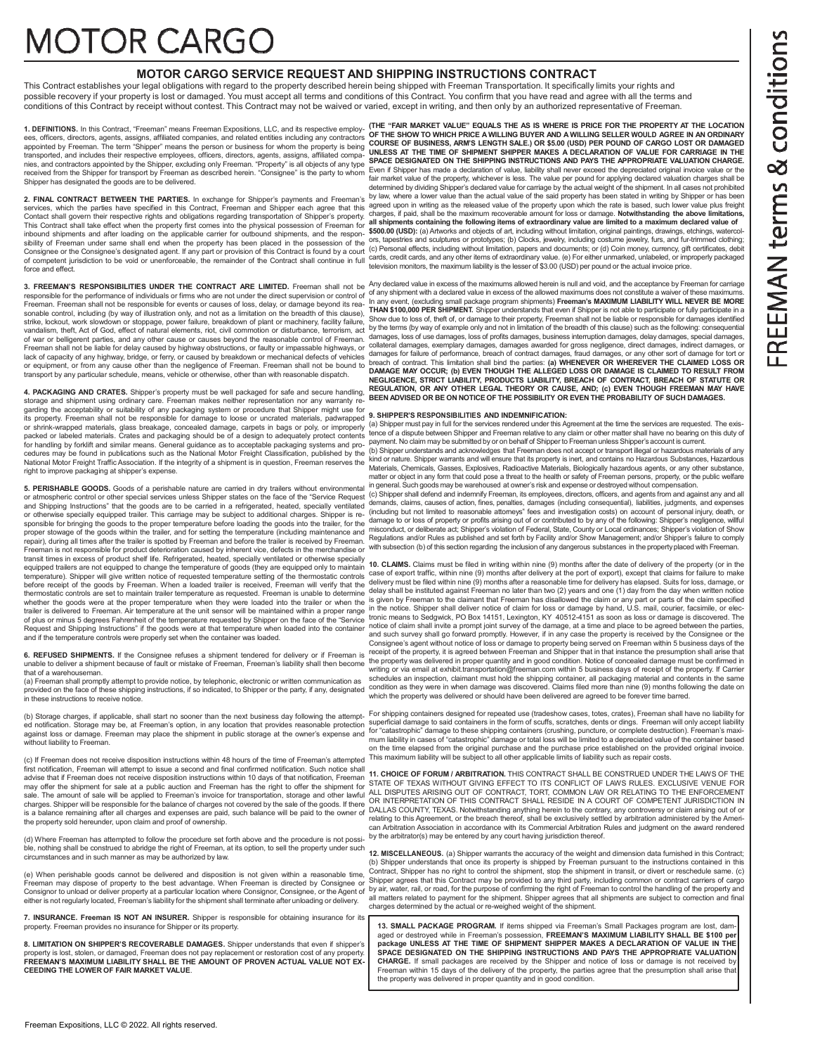# MOTOR CARGO

## MOTOR CARGO SERVICE REQUEST AND SHIPPING INSTRUCTIONS CONTRACT

This Contract establishes your legal obligations with regard to the property described herein being shipped with Freeman Transportation. It specifically limits your rights and possible recovery if your property is lost or damaged. You must accept all terms and conditions of this Contract. You confirm that you have read and agree with all the terms and conditions of this Contract by receipt without contest. This Contract may not be waived or varied, except in writing, and then only by an authorized representative of Freeman.

**1. DEFINITIONS.** In this Contract, "Freeman" means Freeman Expositions, LLC, and its respective employees, officers, directors, agents, assigns, affiliated companies, and related entities including any contractors appointed by Freeman. The term "Shipper" means the person or business for whom the property is being transported, and includes their respective employees, officers, directors, agents, assigns, affiliated companies, and contractors appointed by the Shipper, excluding only Freeman. "Property" is all objects of any type received from the Shipper for transport by Freeman as described herein. "Consignee" is the party to whom Shipper has designated the goods are to be delivered.

**2. FINAL CONTRACT BETWEEN THE PARTIES.** In exchange for Shipper's payments and Freeman's services, which the parties have specified in this Contract, Freeman and Shipper each agree that this Contact shall govern their respective rights and obligations regarding transportation of Shipper's property. This Contract shall take effect when the property first comes into the physical possession of Freeman for inbound shipments and after loading on the applicable carrier for outbound shipments, and the responsibility of Freeman under same shall end when the property has been placed in the possession of the Consignee or the Consignee's designated agent. If any part or provision of this Contract is found by a court of competent jurisdiction to be void or unenforceable, the remainder of the Contract shall continue in full force and effect.

**3. FREEMAN'S RESPONSIBILITIES UNDER THE CONTRACT ARE LIMITED.** Freeman shall not be responsible for the performance of individuals or firms who are not under the direct supervision or control of Freeman. Freeman shall not be responsible for events or causes of loss, delay, or damage beyond its reasonable control, including (by way of illustration only, and not as a limitation on the breadth of this clause), strike, lockout, work slowdown or stoppage, power failure, breakdown of plant or machinery, facility failure, vandalism, theft, Act of God, effect of natural elements, riot, civil commotion or disturbance, terrorism, act of war or belligerent parties, and any other cause or causes beyond the reasonable control of Freeman. Freeman shall not be liable for delay caused by highway obstructions, or faulty or impassable highways, or lack of capacity of any highway, bridge, or ferry, or caused by breakdown or mechanical defects of vehicles or equipment, or from any cause other than the negligence of Freeman. Freeman shall not be bound to transport by any particular schedule, means, vehicle or otherwise, other than with reasonable dispatch.

**4. PACKAGING AND CRATES.** Shipper's property must be well packaged for safe and secure handling, storage and shipment using ordinary care. Freeman makes neither representation nor any warranty regarding the acceptability or suitability of any packaging system or procedure that Shipper might use for its property. Freeman shall not be responsible for damage to loose or uncrated materials, padwrapped or shrink-wrapped materials, glass breakage, concealed damage, carpets in bags or poly, or improperly packed or labeled materials. Crates and packaging should be of a design to adequately protect contents for handling by forklift and similar means. General guidance as to acceptable packaging systems and procedures may be found in publications such as the National Motor Freight Classification, published by the National Motor Freight Traffic Association. If the integrity of a shipment is in question, Freeman reserves the right to improve packaging at shipper's expense.

**5. PERISHABLE GOODS.** Goods of a perishable nature are carried in dry trailers without environmental or atmospheric control or other special services unless Shipper states on the face of the "Service Request and Shipping Instructions" that the goods are to be carried in a refrigerated, heated, specially ventilated or otherwise specially equipped trailer. This carriage may be subject to additional charges. Shipper is responsible for bringing the goods to the proper temperature before loading the goods into the trailer, for the proper stowage of the goods within the trailer, and for setting the temperature (including maintenance and repair), during all times after the trailer is spotted by Freeman and before the trailer is received by Freeman. Freeman is not responsible for product deterioration caused by inherent vice, defects in the merchandise or transit times in excess of product shelf life. Refrigerated, heated, specially ventilated or otherwise specially equipped trailers are not equipped to change the temperature of goods (they are equipped only to maintain temperature). Shipper will give written notice of requested temperature setting of the thermostatic controls before receipt of the goods by Freeman. When a loaded trailer is received, Freeman will verify that the thermostatic controls are set to maintain trailer temperature as requested. Freeman is unable to determine whether the goods were at the proper temperature when they were loaded into the trailer or when the trailer is delivered to Freeman. Air temperature at the unit sensor will be maintained within a proper range of plus or minus 5 degrees Fahrenheit of the temperature requested by Shipper on the face of the "Service Request and Shipping Instructions" if the goods were at that temperature when loaded into the container and if the temperature controls were properly set when the container was loaded.

**6. REFUSED SHIPMENTS.** If the Consignee refuses a shipment tendered for delivery or if Freeman is unable to deliver a shipment because of fault or mistake of Freeman, Freeman's liability shall then become that of a warehouseman.

(a) Freeman shall promptly attempt to provide notice, by telephonic, electronic or written communication as provided on the face of these shipping instructions, if so indicated, to Shipper or the party, if any, designated in these instructions to receive notice.

(b) Storage charges, if applicable, shall start no sooner than the next business day following the attempted notification. Storage may be, at Freeman's option, in any location that provides reasonable protection against loss or damage. Freeman may place the shipment in public storage at the owner's expense and without liability to Freeman.

(c) If Freeman does not receive disposition instructions within 48 hours of the time of Freeman's attempted first notification, Freeman will attempt to issue a second and final confirmed notification. Such notice shall advise that if Freeman does not receive disposition instructions within 10 days of that notification, Freeman may offer the shipment for sale at a public auction and Freeman has the right to offer the shipment for sale. The amount of sale will be applied to Freeman's invoice for transportation, storage and other lawful charges. Shipper will be responsible for the balance of charges not covered by the sale of the goods. If there is a balance remaining after all charges and expenses are paid, such balance will be paid to the owner of the property sold hereunder, upon claim and proof of ownership.

(d) Where Freeman has attempted to follow the procedure set forth above and the procedure is not possible, nothing shall be construed to abridge the right of Freeman, at its option, to sell the property under such circumstances and in such manner as may be authorized by law.

(e) When perishable goods cannot be delivered and disposition is not given within a reasonable time, Freeman may dispose of property to the best advantage. When Freeman is directed by Consignee or Consignor to unload or deliver property at a particular location where Consignor, Consignee, or the Agent of either is not regularly located, Freeman's liability for the shipment shall terminate after unloading or delivery.

**7. INSURANCE. Freeman is NOT AN INSURER.** Shipper is responsible for obtaining insurance for its property. Freeman provides no insurance for Shipper or its property.

**8. LIMITATION ON SHIPPER'S RECOVERABLE DAMAGES.** Shipper understands that even if shipper's property is lost, stolen, or damaged, Freeman does not pay replacement or restoration cost of any property. **FREEMAN'S MAXIMUM LIABILITY SHALL BE THE AMOUNT OF PROVEN ACTUAL VALUE NOT EXCEEDING THE LOWER OF FAIR MARKET VALUE (THE "FAIR MARKET VALUE" EQUALS THE AS IS WHERE IS PRICE FOR THE PROPERTY AT THE LOCATION OF THE SHOW TO WHICH PRICE A WILLING BUYER AND A WILLING SELLER WOULD AGREE IN AN ORDINARY COURSE OF BUSINESS, ARM'S LENGTH SALE.) OR $5.00 (USD) PER POUND OF CARGO LOST OR DAMAGED UNLESS AT THE TIME OF SHIPMENT SHIPPER MAKES A DECLARATION OF VALUE FOR CARRIAGE IN THE SPACE DESIGNATED ON THE SHIPPING INSTRUCTIONS AND PAYS THE APPROPRIATE VALUATION CHARGE.** Even if Shipper has made a declaration of value, liability shall never exceed the depreciated original invoice value or the fair market value of the property, whichever is less. The value per pound for applying declared valuation charges shall be determined by dividing Shipper's declared value for carriage by the actual weight of the shipment. In all cases not prohibited by law, where a lower value than the actual value of the said property has been stated in writing by Shipper or has been agreed upon in writing as the released value of the property upon which the rate is based, such lower value plus freight charges, if paid, shall be the maximum recoverable amount for loss or damage. **Notwithstanding the above limitations, all shipments containing the following items of extraordinary value are limited to a maximum declared value of $500.00 (USD):** (a) Artworks and objects of art, including without limitation, original paintings, drawings, etchings, watercolors, tapestries and sculptures or prototypes; (b) Clocks, jewelry, including costume jewelry, furs, and fur-trimmed clothing; (c) Personal effects, including without limitation, papers and documents; or (d) Coin money, currency, gift certificates, debit cards, credit cards, and any other items of extraordinary value. (e) For either unmarked, unlabeled, or improperly packaged television monitors, the maximum liability is the lesser of $3.00 (USD) per pound or the actual invoice price.

Any declared value in excess of the maximums allowed herein is null and void, and the acceptance by Freeman for carriage of any shipment with a declared value in excess of the allowed maximums does not constitute a waiver of these maximums. In any event, (excluding small package program shipments) **Freeman's MAXIMUM LIABILITY WILL NEVER BE MORE THAN $100,000 PER SHIPMENT.** Shipper understands that even if Shipper is not able to participate or fully participate in a Show due to loss of, theft of, or damage to their property, Freeman shall not be liable or responsible for damages identified by the terms (by way of example only and not in limitation of the breadth of this clause) such as the following: consequential damages, loss of use damages, loss of profits damages, business interruption damages, delay damages, special damages, collateral damages, exemplary damages, damages awarded for gross negligence, direct damages, indirect damages, or damages for failure of performance, breach of contract damages, fraud damages, or any other sort of damage for tort or breach of contract. This limitation shall bind the parties: **(a) WHENEVER OR WHEREVER THE CLAIMED LOSS OR DAMAGE MAY OCCUR; (b) EVEN THOUGH THE ALLEGED LOSS OR DAMAGE IS CLAIMED TO RESULT FROM NEGLIGENCE, STRICT LIABILITY, PRODUCTS LIABILITY, BREACH OF CONTRACT, BREACH OF STATUTE OR REGULATION, OR ANY OTHER LEGAL THEORY OR CAUSE, AND; (c) EVEN THOUGH FREEMAN MAY HAVE BEEN ADVISED OR BE ON NOTICE OF THE POSSIBILITY OR EVEN THE PROBABILITY OF SUCH DAMAGES.**

**9. SHIPPER'S RESPONSIBILITIES AND INDEMNIFICATION:**

(a) Shipper must pay in full for the services rendered under this Agreement at the time the services are requested. The existence of a dispute between Shipper and Freeman relative to any claim or other matter shall have no bearing on this duty of payment. No claim may be submitted by or on behalf of Shipper to Freeman unless Shipper's account is current.

(b) Shipper understands and acknowledges that Freeman does not accept or transport illegal or hazardous materials of any kind or nature. Shipper warrants and will ensure that its property is inert, and contains no Hazardous Substances, Hazardous Materials, Chemicals, Gasses, Explosives, Radioactive Materials, Biologically hazardous agents, or any other substance, matter or object in any form that could pose a threat to the health or safety of Freeman persons, property, or the public welfare in general. Such goods may be warehoused at owner's risk and expense or destroyed without compensation.

(c) Shipper shall defend and indemnify Freeman, its employees, directors, officers, and agents from and against any and all demands, claims, causes of action, fines, penalties, damages (including consequential), liabilities, judgments, and expenses (including but not limited to reasonable attorneys" fees and investigation costs) on account of personal injury, death, or damage to or loss of property or profits arising out of or contributed to by any of the following: Shipper's negligence, willful misconduct, or deliberate act; Shipper's violation of Federal, State, County or Local ordinances; Shipper's violation of Show Regulations and/or Rules as published and set forth by Facility and/or Show Management; and/or Shipper's failure to comply with subsection (b) of this section regarding the inclusion of any dangerous substances in the property placed with Freeman.

**10. CLAIMS.** Claims must be filed in writing within nine (9) months after the date of delivery of the property (or in the case of export traffic, within nine (9) months after delivery at the port of export), except that claims for failure to make delivery must be filed within nine (9) months after a reasonable time for delivery has elapsed. Suits for loss, damage, or delay shall be instituted against Freeman no later than two (2) years and one (1) day from the day when written notice is given by Freeman to the claimant that Freeman has disallowed the claim or any part or parts of the claim specified in the notice. Shipper shall deliver notice of claim for loss or damage by hand, U.S. mail, courier, facsimile, or electronic means to Sedgwick, PO Box 14151, Lexington, KY 40512-4151 as soon as loss or damage is discovered. The notice of claim shall invite a prompt joint survey of the damage, at a time and place to be agreed between the parties, and such survey shall go forward promptly. However, if in any case the property is received by the Consignee or the Consignee's agent without notice of loss or damage to property being served on Freeman within 5 business days of the receipt of the property, it is agreed between Freeman and Shipper that in that instance the presumption shall arise that the property was delivered in proper quantity and in good condition. Notice of concealed damage must be confirmed in writing or via email at exhibit.transportation@freeman.com within 5 business days of receipt of the property. If Carrier schedules an inspection, claimant must hold the shipping container, all packaging material and contents in the same condition as they were in when damage was discovered. Claims filed more than nine (9) months following the date on which the property was delivered or should have been delivered are agreed to be forever time barred.

For shipping containers designed for repeated use (tradeshow cases, totes, crates), Freeman shall have no liability for superficial damage to said containers in the form of scuffs, scratches, dents or dings. Freeman will only accept liability for "catastrophic" damage to these shipping containers (crushing, puncture, or complete destruction). Freeman's maximum liability in cases of "catastrophic" damage or total loss will be limited to a depreciated value of the container based on the time elapsed from the original purchase and the purchase price established on the provided original invoice. This maximum liability will be subject to all other applicable limits of liability such as repair costs.

**11. CHOICE OF FORUM / ARBITRATION.** THIS CONTRACT SHALL BE CONSTRUED UNDER THE LAWS OF THE STATE OF TEXAS WITHOUT GIVING EFFECT TO ITS CONFLICT OF LAWS RULES. EXCLUSIVE VENUE FOR ALL DISPUTES ARISING OUT OF CONTRACT, TORT, COMMON LAW OR RELATING TO THE ENFORCEMENT OR INTERPRETATION OF THIS CONTRACT SHALL RESIDE IN A COURT OF COMPETENT JURISDICTION IN DALLAS COUNTY, TEXAS. Notwithstanding anything herein to the contrary, any controversy or claim arising out of or relating to this Agreement, or the breach thereof, shall be exclusively settled by arbitration administered by the American Arbitration Association in accordance with its Commercial Arbitration Rules and judgment on the award rendered by the arbitrator(s) may be entered by any court having jurisdiction thereof.

**12. MISCELLANEOUS.** (a) Shipper warrants the accuracy of the weight and dimension data furnished in this Contract; (b) Shipper understands that once its property is shipped by Freeman pursuant to the instructions contained in this Contract, Shipper has no right to control the shipment, stop the shipment in transit, or divert or reschedule same. (c) Shipper agrees that this Contract may be provided to any third party, including common or contract carriers of cargo by air, water, rail, or road, for the purpose of confirming the right of Freeman to control the handling of the property and all matters related to payment for the shipment. Shipper agrees that all shipments are subject to correction and final charges determined by the actual or re-weighed weight of the shipment.

**13. SMALL PACKAGE PROGRAM.** If items shipped via Freeman's Small Packages program are lost, damaged or destroyed while in Freeman's possession, **FREEMAN'S MAXIMUM LIABILITY SHALL BE $100 per package UNLESS AT THE TIME OF SHIPMENT SHIPPER MAKES A DECLARATION OF VALUE IN THE SPACE DESIGNATED ON THE SHIPPING INSTRUCTIONS AND PAYS THE APPROPRIATE VALUATION CHARGE.** If small packages are received by the Shipper and notice of loss or damage is not received by Freeman within 15 days of the delivery of the property, the parties agree that the presumption shall arise that the property was delivered in proper quantity and in good condition.

FREEMAN terms & conditions

Freeman Expositions, LLC © 2022. All rights reserved.